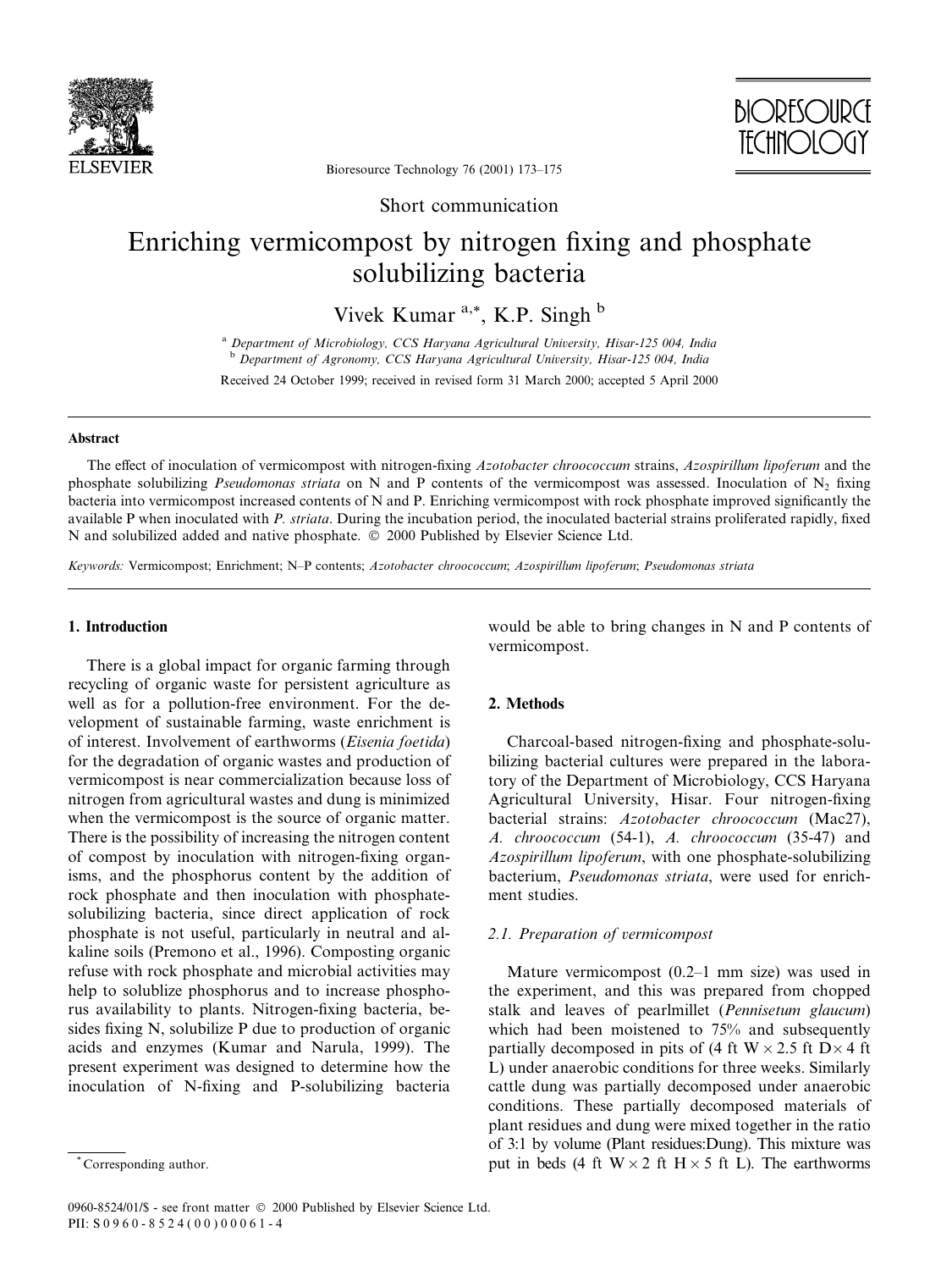Short communication

# Enriching vermicompost by nitrogen fixing and phosphate solubilizing bacteria

Vivek Kumar [a,*], K.P. Singh [b]

[a] Department of Microbiology, CCS Haryana Agricultural University, Hisar-125 004, India

[b] Department of Agronomy, CCS Haryana Agricultural University, Hisar-125 004, India

Received 24 October 1999; received in revised form 31 March 2000; accepted 5 April 2000

## Abstract

The effect of inoculation of vermicompost with nitrogen-fixing *Azotobacter chroococcum* strains, *Azospirillum lipoferum* and the phosphate solubilizing *Pseudomonas striata* on N and P contents of the vermicompost was assessed. Inoculation of $N_2$ fixing bacteria into vermicompost increased contents of N and P. Enriching vermicompost with rock phosphate improved significantly the available P when inoculated with *P. striata*. During the incubation period, the inoculated bacterial strains proliferated rapidly, fixed N and solubilized added and native phosphate. © 2000 Published by Elsevier Science Ltd.

*Keywords:* Vermicompost; Enrichment; N–P contents; *Azotobacter chroococcum*; *Azospirillum lipoferum*; *Pseudomonas striata*

## 1. Introduction

There is a global impact for organic farming through recycling of organic waste for persistent agriculture as well as for a pollution-free environment. For the development of sustainable farming, waste enrichment is of interest. Involvement of earthworms (*Eisenia foetida*) for the degradation of organic wastes and production of vermicompost is near commercialization because loss of nitrogen from agricultural wastes and dung is minimized when the vermicompost is the source of organic matter. There is the possibility of increasing the nitrogen content of compost by inoculation with nitrogen-fixing organisms, and the phosphorus content by the addition of rock phosphate and then inoculation with phosphate-solubilizing bacteria, since direct application of rock phosphate is not useful, particularly in neutral and alkaline soils (Premono et al., 1996). Composting organic refuse with rock phosphate and microbial activities may help to solublize phosphorus and to increase phosphorus availability to plants. Nitrogen-fixing bacteria, besides fixing N, solubilize P due to production of organic acids and enzymes (Kumar and Narula, 1999). The present experiment was designed to determine how the inoculation of N-fixing and P-solubilizing bacteria would be able to bring changes in N and P contents of vermicompost.

## 2. Methods

Charcoal-based nitrogen-fixing and phosphate-solubilizing bacterial cultures were prepared in the laboratory of the Department of Microbiology, CCS Haryana Agricultural University, Hisar. Four nitrogen-fixing bacterial strains: *Azotobacter chroococcum* (Mac27), *A. chroococcum* (54-1), *A. chroococcum* (35-47) and *Azospirillum lipoferum*, with one phosphate-solubilizing bacterium, *Pseudomonas striata*, were used for enrichment studies.

### 2.1. Preparation of vermicompost

Mature vermicompost (0.2–1 mm size) was used in the experiment, and this was prepared from chopped stalk and leaves of pearlmillet (*Pennisetum glaucum*) which had been moistened to 75% and subsequently partially decomposed in pits of (4 ft W × 2.5 ft D × 4 ft L) under anaerobic conditions for three weeks. Similarly cattle dung was partially decomposed under anaerobic conditions. These partially decomposed materials of plant residues and dung were mixed together in the ratio of 3:1 by volume (Plant residues:Dung). This mixture was put in beds (4 ft W × 2 ft H × 5 ft L). The earthworms

* Corresponding author.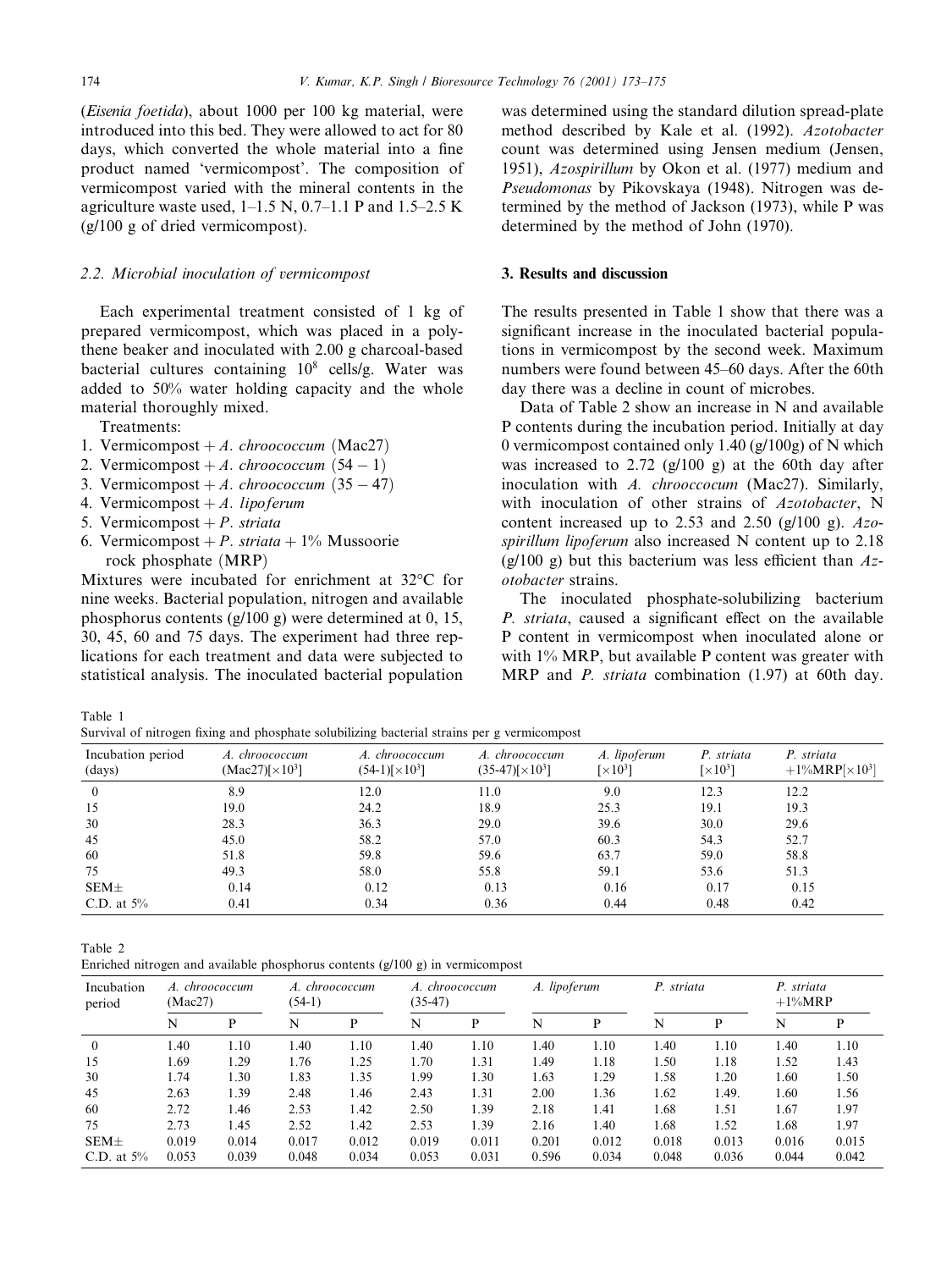(*Eisenia foetida*), about 1000 per 100 kg material, were introduced into this bed. They were allowed to act for 80 days, which converted the whole material into a fine product named 'vermicompost'. The composition of vermicompost varied with the mineral contents in the agriculture waste used, 1–1.5 N, 0.7–1.1 P and 1.5–2.5 K (g/100 g of dried vermicompost).

### 2.2. Microbial inoculation of vermicompost

Each experimental treatment consisted of 1 kg of prepared vermicompost, which was placed in a polythene beaker and inoculated with 2.00 g charcoal-based bacterial cultures containing $10^8$ cells/g. Water was added to 50% water holding capacity and the whole material thoroughly mixed.

Treatments:

1. Vermicompost + *A. chroococcum* (Mac27)
2. Vermicompost + *A. chroococcum* $(54-1)$
3. Vermicompost + *A. chroococcum* $(35-47)$
4. Vermicompost + *A. lipoferum*
5. Vermicompost + *P. striata*
6. Vermicompost + *P. striata* + 1% Mussoorie rock phosphate (MRP)

Mixtures were incubated for enrichment at 32°C for nine weeks. Bacterial population, nitrogen and available phosphorus contents (g/100 g) were determined at 0, 15, 30, 45, 60 and 75 days. The experiment had three replications for each treatment and data were subjected to statistical analysis. The inoculated bacterial population was determined using the standard dilution spread-plate method described by Kale et al. (1992). *Azotobacter* count was determined using Jensen medium (Jensen, 1951), *Azospirillum* by Okon et al. (1977) medium and *Pseudomonas* by Pikovskaya (1948). Nitrogen was determined by the method of Jackson (1973), while P was determined by the method of John (1970).

## 3. Results and discussion

The results presented in Table 1 show that there was a significant increase in the inoculated bacterial populations in vermicompost by the second week. Maximum numbers were found between 45–60 days. After the 60th day there was a decline in count of microbes.

Data of Table 2 show an increase in N and available P contents during the incubation period. Initially at day 0 vermicompost contained only 1.40 (g/100g) of N which was increased to 2.72 (g/100 g) at the 60th day after inoculation with *A. chrooccocum* (Mac27). Similarly, with inoculation of other strains of *Azotobacter*, N content increased up to 2.53 and 2.50 (g/100 g). *Azospirillum lipoferum* also increased N content up to 2.18 (g/100 g) but this bacterium was less efficient than *Azotobacter* strains.

The inoculated phosphate-solubilizing bacterium *P. striata*, caused a significant effect on the available P content in vermicompost when inoculated alone or with 1% MRP, but available P content was greater with MRP and *P. striata* combination (1.97) at 60th day.

Table 1
Survival of nitrogen fixing and phosphate solubilizing bacterial strains per g vermicompost

| Incubation period (days) | *A. chroococcum* (Mac27)[$\times10^3$] | *A. chroococcum* (54-1)[$\times10^3$] | *A. chroococcum* (35-47)[$\times10^3$] | *A. lipoferum* [$\times10^3$] | *P. striata* [$\times10^3$] | *P. striata* +1%MRP[$\times10^3$] |
|---|---|---|---|---|---|---|
| 0 | 8.9 | 12.0 | 11.0 | 9.0 | 12.3 | 12.2 |
| 15 | 19.0 | 24.2 | 18.9 | 25.3 | 19.1 | 19.3 |
| 30 | 28.3 | 36.3 | 29.0 | 39.6 | 30.0 | 29.6 |
| 45 | 45.0 | 58.2 | 57.0 | 60.3 | 54.3 | 52.7 |
| 60 | 51.8 | 59.8 | 59.6 | 63.7 | 59.0 | 58.8 |
| 75 | 49.3 | 58.0 | 55.8 | 59.1 | 53.6 | 51.3 |
| SEM± | 0.14 | 0.12 | 0.13 | 0.16 | 0.17 | 0.15 |
| C.D. at 5% | 0.41 | 0.34 | 0.36 | 0.44 | 0.48 | 0.42 |

Table 2
Enriched nitrogen and available phosphorus contents (g/100 g) in vermicompost

| Incubation period | *A. chroococcum* (Mac27) | | *A. chroococcum* (54-1) | | *A. chroococcum* (35-47) | | *A. lipoferum* | | *P. striata* | | *P. striata* +1%MRP | |
|---|---|---|---|---|---|---|---|---|---|---|---|---|
| | N | P | N | P | N | P | N | P | N | P | N | P |
| 0 | 1.40 | 1.10 | 1.40 | 1.10 | 1.40 | 1.10 | 1.40 | 1.10 | 1.40 | 1.10 | 1.40 | 1.10 |
| 15 | 1.69 | 1.29 | 1.76 | 1.25 | 1.70 | 1.31 | 1.49 | 1.18 | 1.50 | 1.18 | 1.52 | 1.43 |
| 30 | 1.74 | 1.30 | 1.83 | 1.35 | 1.99 | 1.30 | 1.63 | 1.29 | 1.58 | 1.20 | 1.60 | 1.50 |
| 45 | 2.63 | 1.39 | 2.48 | 1.46 | 2.43 | 1.31 | 2.00 | 1.36 | 1.62 | 1.49. | 1.60 | 1.56 |
| 60 | 2.72 | 1.46 | 2.53 | 1.42 | 2.50 | 1.39 | 2.18 | 1.41 | 1.68 | 1.51 | 1.67 | 1.97 |
| 75 | 2.73 | 1.45 | 2.52 | 1.42 | 2.53 | 1.39 | 2.16 | 1.40 | 1.68 | 1.52 | 1.68 | 1.97 |
| SEM± | 0.019 | 0.014 | 0.017 | 0.012 | 0.019 | 0.011 | 0.201 | 0.012 | 0.018 | 0.013 | 0.016 | 0.015 |
| C.D. at 5% | 0.053 | 0.039 | 0.048 | 0.034 | 0.053 | 0.031 | 0.596 | 0.034 | 0.048 | 0.036 | 0.044 | 0.042 |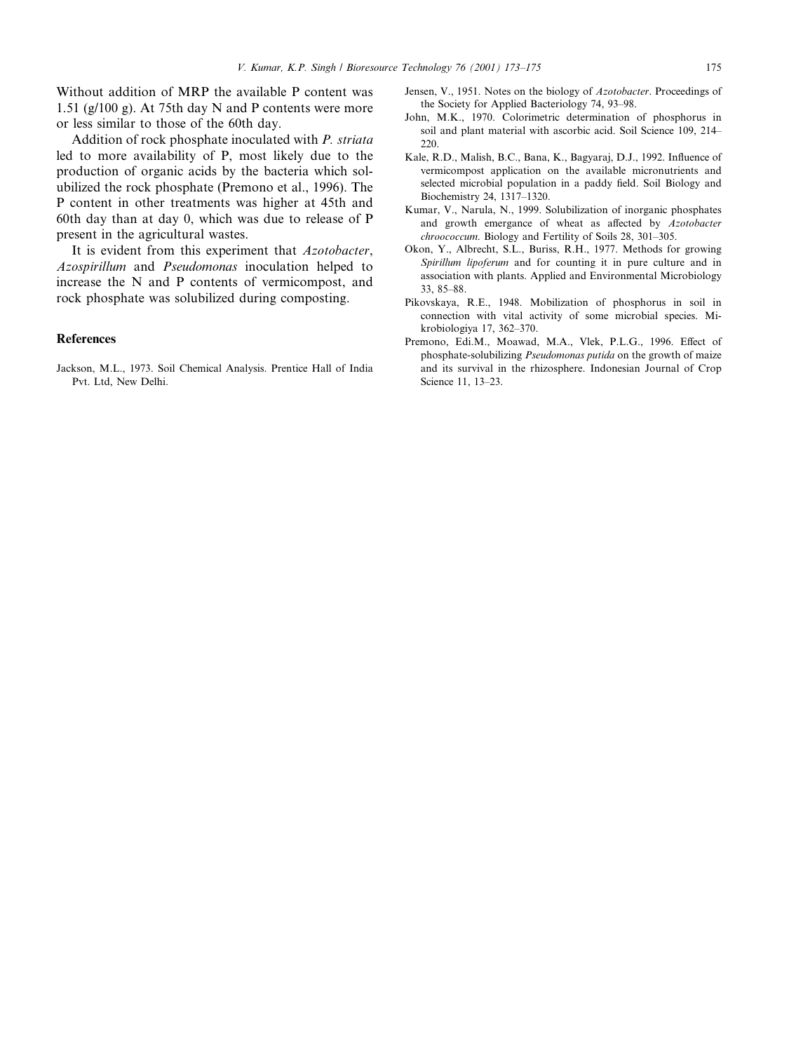Without addition of MRP the available P content was 1.51 (g/100 g). At 75th day N and P contents were more or less similar to those of the 60th day.

Addition of rock phosphate inoculated with *P. striata* led to more availability of P, most likely due to the production of organic acids by the bacteria which solubilized the rock phosphate (Premono et al., 1996). The P content in other treatments was higher at 45th and 60th day than at day 0, which was due to release of P present in the agricultural wastes.

It is evident from this experiment that *Azotobacter*, *Azospirillum* and *Pseudomonas* inoculation helped to increase the N and P contents of vermicompost, and rock phosphate was solubilized during composting.

## References

Jackson, M.L., 1973. Soil Chemical Analysis. Prentice Hall of India Pvt. Ltd, New Delhi.

Jensen, V., 1951. Notes on the biology of *Azotobacter*. Proceedings of the Society for Applied Bacteriology 74, 93–98.

John, M.K., 1970. Colorimetric determination of phosphorus in soil and plant material with ascorbic acid. Soil Science 109, 214–220.

Kale, R.D., Malish, B.C., Bana, K., Bagyaraj, D.J., 1992. Influence of vermicompost application on the available micronutrients and selected microbial population in a paddy field. Soil Biology and Biochemistry 24, 1317–1320.

Kumar, V., Narula, N., 1999. Solubilization of inorganic phosphates and growth emergance of wheat as affected by *Azotobacter chroococcum*. Biology and Fertility of Soils 28, 301–305.

Okon, Y., Albrecht, S.L., Buriss, R.H., 1977. Methods for growing *Spirillum lipoferum* and for counting it in pure culture and in association with plants. Applied and Environmental Microbiology 33, 85–88.

Pikovskaya, R.E., 1948. Mobilization of phosphorus in soil in connection with vital activity of some microbial species. Mikrobiologiya 17, 362–370.

Premono, Edi.M., Moawad, M.A., Vlek, P.L.G., 1996. Effect of phosphate-solubilizing *Pseudomonas putida* on the growth of maize and its survival in the rhizosphere. Indonesian Journal of Crop Science 11, 13–23.